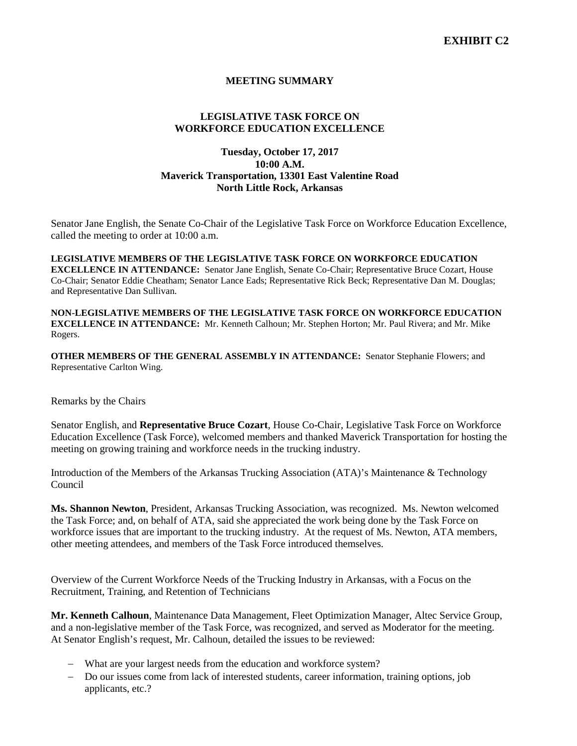**EXHIBIT C2**

# MEETING SUMMARY

## LEGISLATIVE TASK FORCE ON WORKFORCE EDUCATION EXCELLENCE

**Tuesday, October 17, 2017**
**10:00 A.M.**
**Maverick Transportation, 13301 East Valentine Road**
**North Little Rock, Arkansas**

Senator Jane English, the Senate Co-Chair of the Legislative Task Force on Workforce Education Excellence, called the meeting to order at 10:00 a.m.

**LEGISLATIVE MEMBERS OF THE LEGISLATIVE TASK FORCE ON WORKFORCE EDUCATION EXCELLENCE IN ATTENDANCE:** Senator Jane English, Senate Co-Chair; Representative Bruce Cozart, House Co-Chair; Senator Eddie Cheatham; Senator Lance Eads; Representative Rick Beck; Representative Dan M. Douglas; and Representative Dan Sullivan.

**NON-LEGISLATIVE MEMBERS OF THE LEGISLATIVE TASK FORCE ON WORKFORCE EDUCATION EXCELLENCE IN ATTENDANCE:** Mr. Kenneth Calhoun; Mr. Stephen Horton; Mr. Paul Rivera; and Mr. Mike Rogers.

**OTHER MEMBERS OF THE GENERAL ASSEMBLY IN ATTENDANCE:** Senator Stephanie Flowers; and Representative Carlton Wing.

Remarks by the Chairs

Senator English, and **Representative Bruce Cozart**, House Co-Chair, Legislative Task Force on Workforce Education Excellence (Task Force), welcomed members and thanked Maverick Transportation for hosting the meeting on growing training and workforce needs in the trucking industry.

Introduction of the Members of the Arkansas Trucking Association (ATA)'s Maintenance & Technology Council

**Ms. Shannon Newton**, President, Arkansas Trucking Association, was recognized. Ms. Newton welcomed the Task Force; and, on behalf of ATA, said she appreciated the work being done by the Task Force on workforce issues that are important to the trucking industry. At the request of Ms. Newton, ATA members, other meeting attendees, and members of the Task Force introduced themselves.

Overview of the Current Workforce Needs of the Trucking Industry in Arkansas, with a Focus on the Recruitment, Training, and Retention of Technicians

**Mr. Kenneth Calhoun**, Maintenance Data Management, Fleet Optimization Manager, Altec Service Group, and a non-legislative member of the Task Force, was recognized, and served as Moderator for the meeting. At Senator English's request, Mr. Calhoun, detailed the issues to be reviewed:

- What are your largest needs from the education and workforce system?
- Do our issues come from lack of interested students, career information, training options, job applicants, etc.?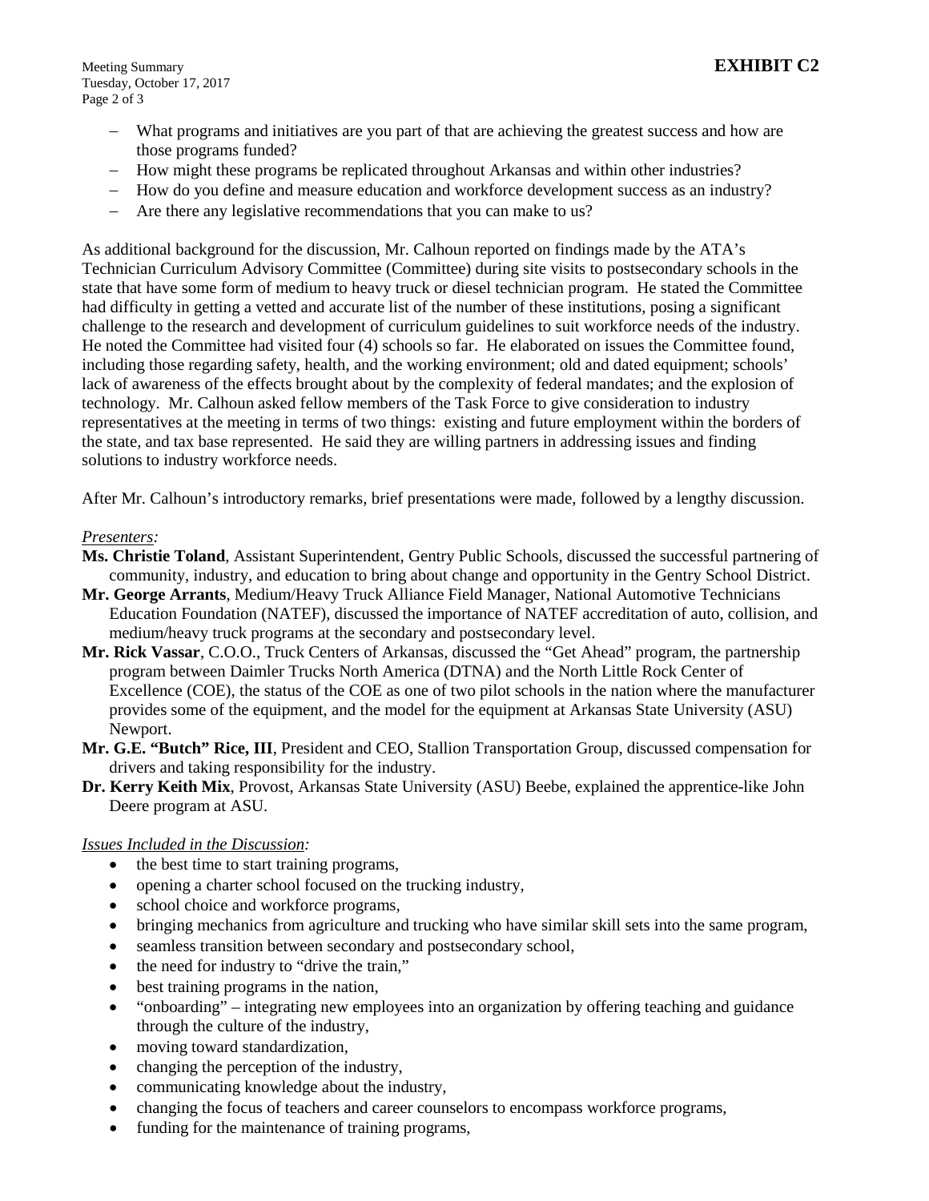**EXHIBIT C2**

- What programs and initiatives are you part of that are achieving the greatest success and how are those programs funded?
- How might these programs be replicated throughout Arkansas and within other industries?
- How do you define and measure education and workforce development success as an industry?
- Are there any legislative recommendations that you can make to us?

As additional background for the discussion, Mr. Calhoun reported on findings made by the ATA's Technician Curriculum Advisory Committee (Committee) during site visits to postsecondary schools in the state that have some form of medium to heavy truck or diesel technician program. He stated the Committee had difficulty in getting a vetted and accurate list of the number of these institutions, posing a significant challenge to the research and development of curriculum guidelines to suit workforce needs of the industry. He noted the Committee had visited four (4) schools so far. He elaborated on issues the Committee found, including those regarding safety, health, and the working environment; old and dated equipment; schools' lack of awareness of the effects brought about by the complexity of federal mandates; and the explosion of technology. Mr. Calhoun asked fellow members of the Task Force to give consideration to industry representatives at the meeting in terms of two things: existing and future employment within the borders of the state, and tax base represented. He said they are willing partners in addressing issues and finding solutions to industry workforce needs.

After Mr. Calhoun's introductory remarks, brief presentations were made, followed by a lengthy discussion.

*Presenters:*

**Ms. Christie Toland**, Assistant Superintendent, Gentry Public Schools, discussed the successful partnering of community, industry, and education to bring about change and opportunity in the Gentry School District.

**Mr. George Arrants**, Medium/Heavy Truck Alliance Field Manager, National Automotive Technicians Education Foundation (NATEF), discussed the importance of NATEF accreditation of auto, collision, and medium/heavy truck programs at the secondary and postsecondary level.

**Mr. Rick Vassar**, C.O.O., Truck Centers of Arkansas, discussed the "Get Ahead" program, the partnership program between Daimler Trucks North America (DTNA) and the North Little Rock Center of Excellence (COE), the status of the COE as one of two pilot schools in the nation where the manufacturer provides some of the equipment, and the model for the equipment at Arkansas State University (ASU) Newport.

**Mr. G.E. "Butch" Rice, III**, President and CEO, Stallion Transportation Group, discussed compensation for drivers and taking responsibility for the industry.

**Dr. Kerry Keith Mix**, Provost, Arkansas State University (ASU) Beebe, explained the apprentice-like John Deere program at ASU.

*Issues Included in the Discussion:*

- the best time to start training programs,
- opening a charter school focused on the trucking industry,
- school choice and workforce programs,
- bringing mechanics from agriculture and trucking who have similar skill sets into the same program,
- seamless transition between secondary and postsecondary school,
- the need for industry to "drive the train,"
- best training programs in the nation,
- "onboarding" – integrating new employees into an organization by offering teaching and guidance through the culture of the industry,
- moving toward standardization,
- changing the perception of the industry,
- communicating knowledge about the industry,
- changing the focus of teachers and career counselors to encompass workforce programs,
- funding for the maintenance of training programs,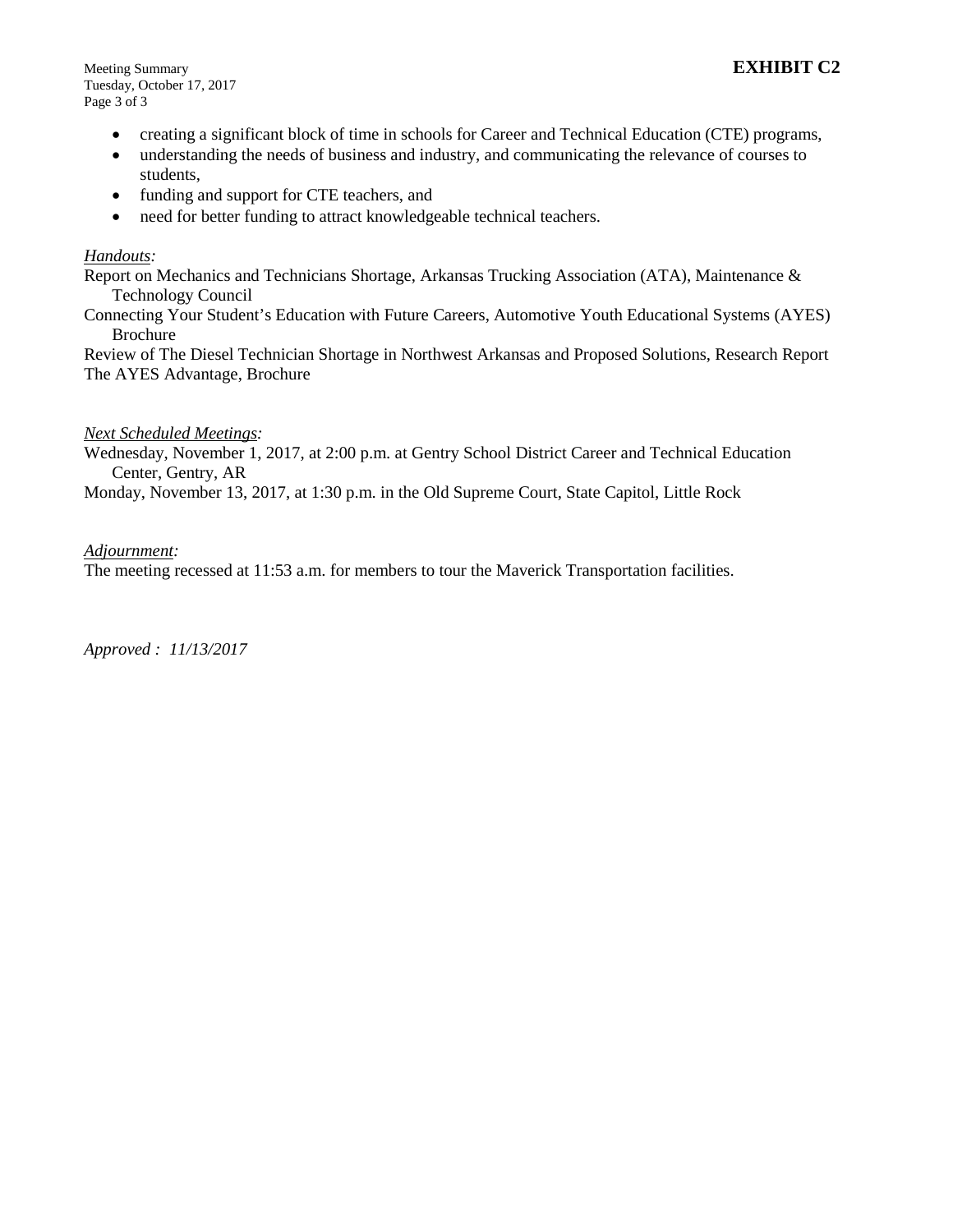**EXHIBIT C2**

- creating a significant block of time in schools for Career and Technical Education (CTE) programs,
- understanding the needs of business and industry, and communicating the relevance of courses to students,
- funding and support for CTE teachers, and
- need for better funding to attract knowledgeable technical teachers.

*Handouts:*

Report on Mechanics and Technicians Shortage, Arkansas Trucking Association (ATA), Maintenance & Technology Council

Connecting Your Student's Education with Future Careers, Automotive Youth Educational Systems (AYES) Brochure

Review of The Diesel Technician Shortage in Northwest Arkansas and Proposed Solutions, Research Report

The AYES Advantage, Brochure

*Next Scheduled Meetings:*

Wednesday, November 1, 2017, at 2:00 p.m. at Gentry School District Career and Technical Education Center, Gentry, AR

Monday, November 13, 2017, at 1:30 p.m. in the Old Supreme Court, State Capitol, Little Rock

*Adjournment:*

The meeting recessed at 11:53 a.m. for members to tour the Maverick Transportation facilities.

*Approved : 11/13/2017*